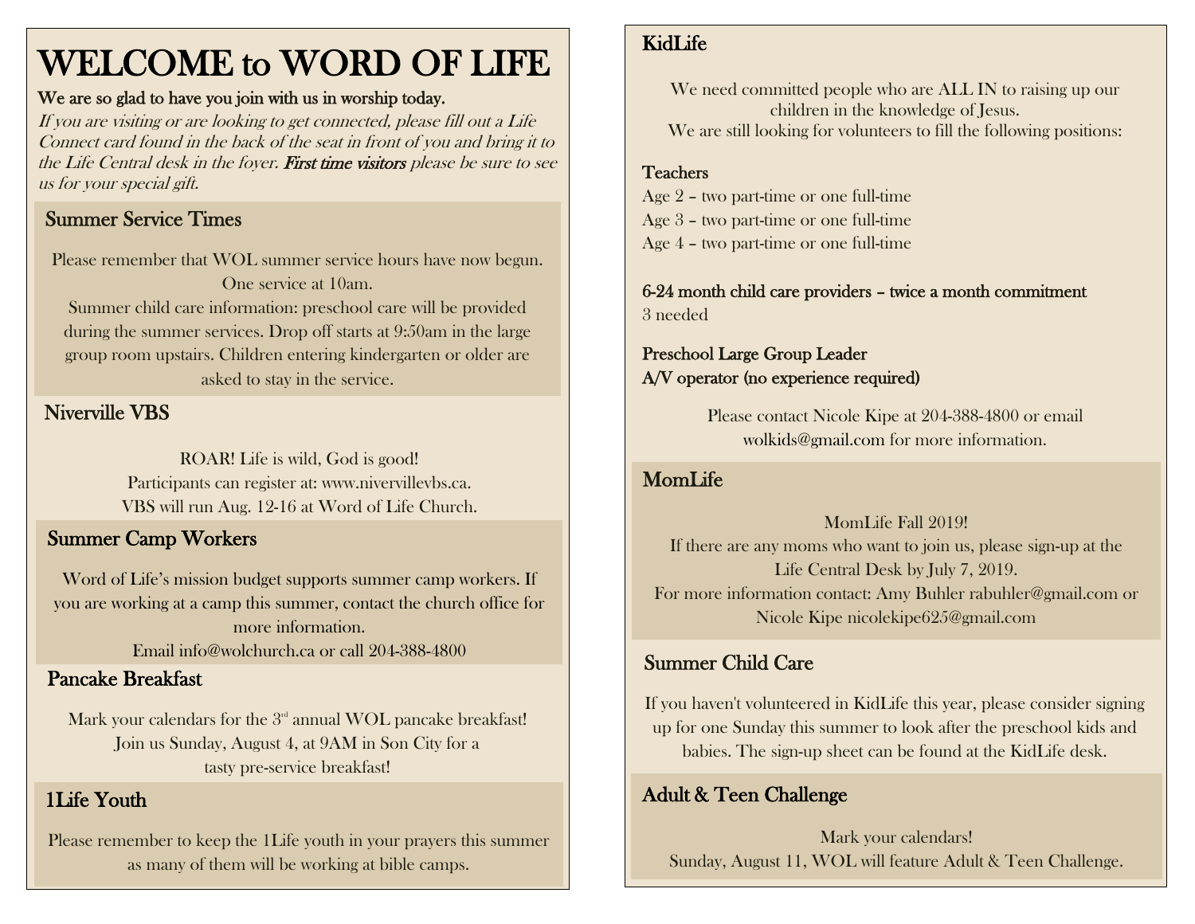# WELCOME to WORD OF LIFE

**We are so glad to have you join with us in worship today.**

*If you are visiting or are looking to get connected, please fill out a Life Connect card found in the back of the seat in front of you and bring it to the Life Central desk in the foyer.* ***First time visitors*** *please be sure to see us for your special gift.*

## Summer Service Times

Please remember that WOL summer service hours have now begun.
One service at 10am.
Summer child care information: preschool care will be provided during the summer services. Drop off starts at 9:50am in the large group room upstairs. Children entering kindergarten or older are asked to stay in the service.

## Niverville VBS

ROAR! Life is wild, God is good!
Participants can register at: www.nivervillevbs.ca.
VBS will run Aug. 12-16 at Word of Life Church.

## Summer Camp Workers

Word of Life's mission budget supports summer camp workers. If you are working at a camp this summer, contact the church office for more information.
Email info@wolchurch.ca or call 204-388-4800

## Pancake Breakfast

Mark your calendars for the 3rd annual WOL pancake breakfast!
Join us Sunday, August 4, at 9AM in Son City for a tasty pre-service breakfast!

## 1Life Youth

Please remember to keep the 1Life youth in your prayers this summer as many of them will be working at bible camps.

## KidLife

We need committed people who are ALL IN to raising up our children in the knowledge of Jesus.
We are still looking for volunteers to fill the following positions:

**Teachers**
Age 2 – two part-time or one full-time
Age 3 – two part-time or one full-time
Age 4 – two part-time or one full-time

**6-24 month child care providers – twice a month commitment**
3 needed

**Preschool Large Group Leader**
**A/V operator (no experience required)**

Please contact Nicole Kipe at 204-388-4800 or email wolkids@gmail.com for more information.

## MomLife

MomLife Fall 2019!
If there are any moms who want to join us, please sign-up at the Life Central Desk by July 7, 2019.
For more information contact: Amy Buhler rabuhler@gmail.com or Nicole Kipe nicolekipe625@gmail.com

## Summer Child Care

If you haven't volunteered in KidLife this year, please consider signing up for one Sunday this summer to look after the preschool kids and babies. The sign-up sheet can be found at the KidLife desk.

## Adult & Teen Challenge

Mark your calendars!
Sunday, August 11, WOL will feature Adult & Teen Challenge.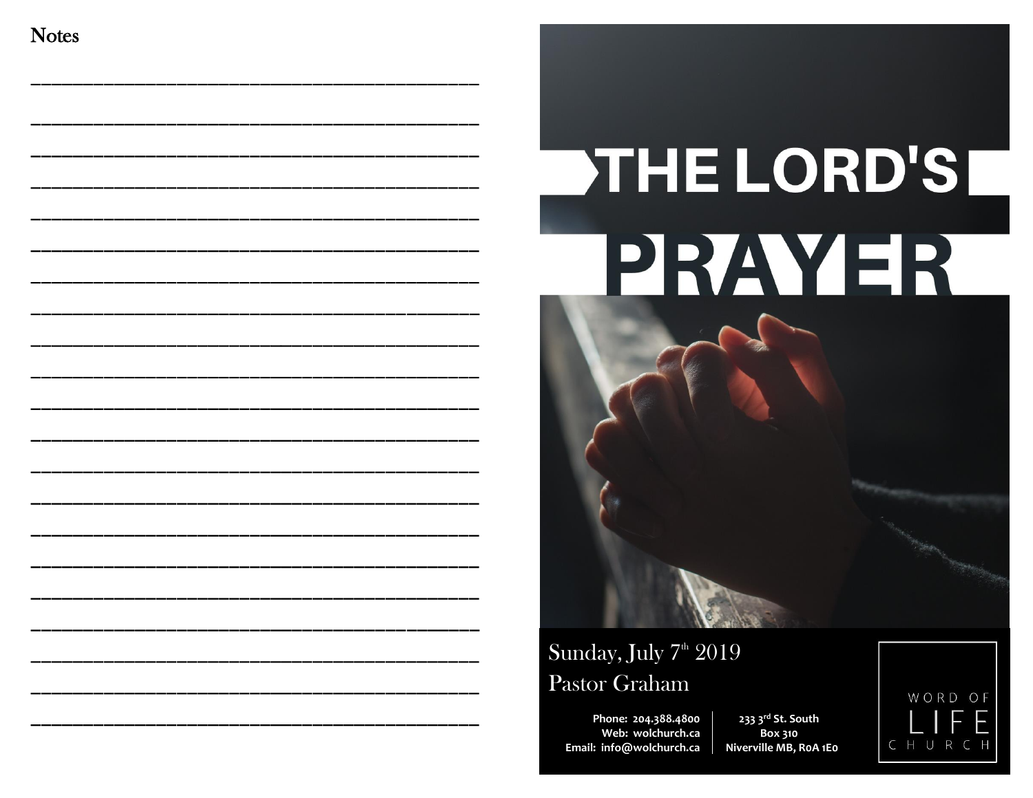## Notes

________________________________________________

________________________________________________

________________________________________________

________________________________________________

________________________________________________

________________________________________________

________________________________________________

________________________________________________

________________________________________________

________________________________________________

________________________________________________

________________________________________________

________________________________________________

________________________________________________

________________________________________________

________________________________________________

________________________________________________

________________________________________________

________________________________________________

________________________________________________

________________________________________________

# THE LORD'S PRAYER

Sunday, July 7th 2019

Pastor Graham

**Phone: 204.388.4800**
**Web: wolchurch.ca**
**Email: info@wolchurch.ca**

**233 3rd St. South**
**Box 310**
**Niverville MB, R0A 1E0**

WORD OF LIFE CHURCH